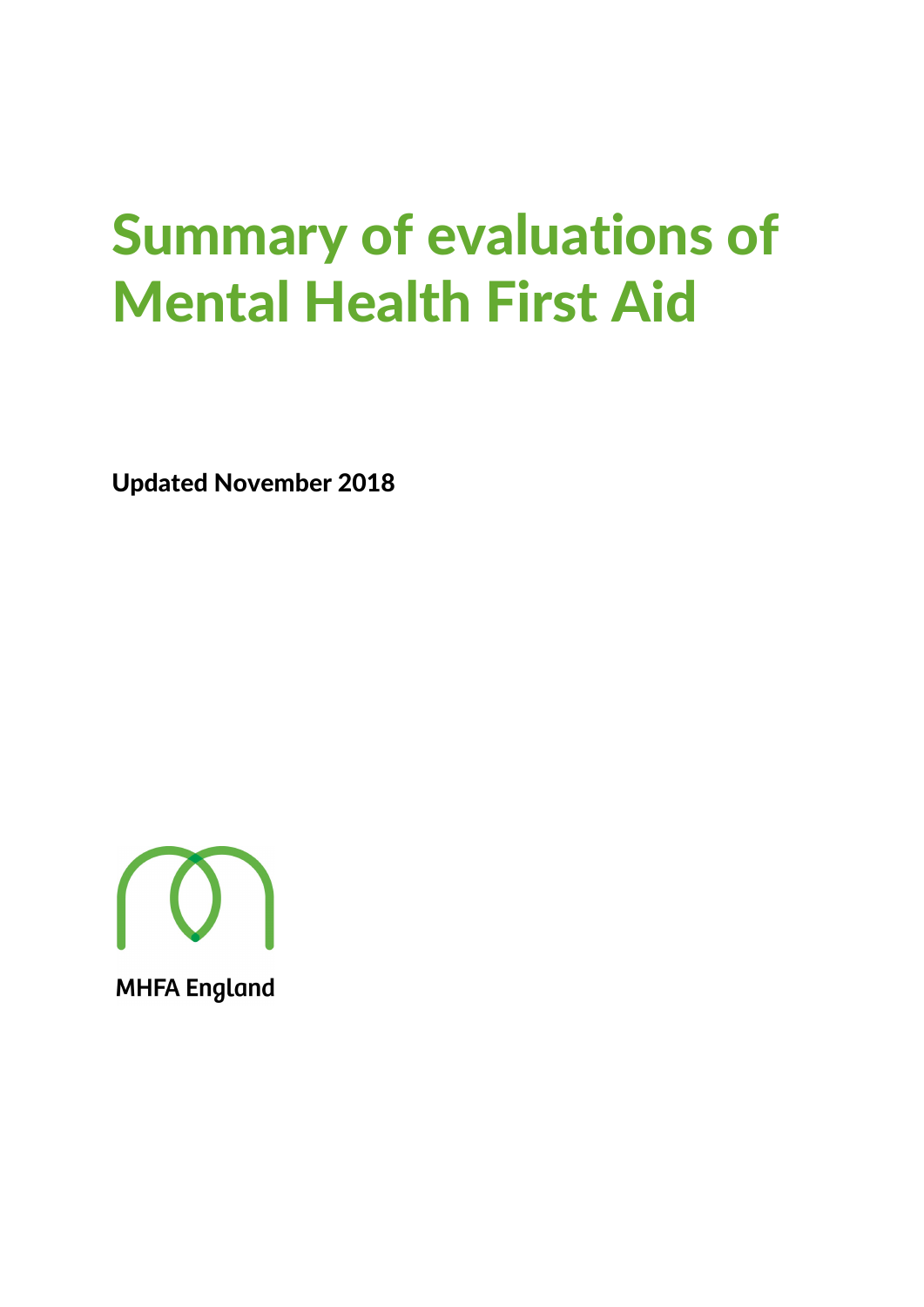# Summary of evaluations of Mental Health First Aid

**Updated November 2018**

MHFA England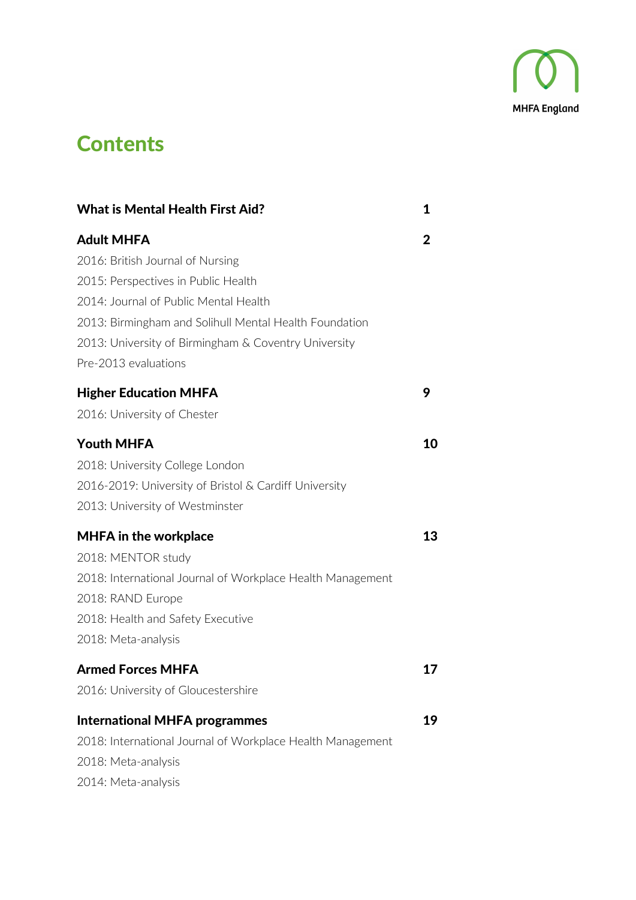# Contents

| | |
|---|---|
| **What is Mental Health First Aid?** | **1** |
| **Adult MHFA** | **2** |
| 2016: British Journal of Nursing | |
| 2015: Perspectives in Public Health | |
| 2014: Journal of Public Mental Health | |
| 2013: Birmingham and Solihull Mental Health Foundation | |
| 2013: University of Birmingham & Coventry University | |
| Pre-2013 evaluations | |
| **Higher Education MHFA** | **9** |
| 2016: University of Chester | |
| **Youth MHFA** | **10** |
| 2018: University College London | |
| 2016-2019: University of Bristol & Cardiff University | |
| 2013: University of Westminster | |
| **MHFA in the workplace** | **13** |
| 2018: MENTOR study | |
| 2018: International Journal of Workplace Health Management | |
| 2018: RAND Europe | |
| 2018: Health and Safety Executive | |
| 2018: Meta-analysis | |
| **Armed Forces MHFA** | **17** |
| 2016: University of Gloucestershire | |
| **International MHFA programmes** | **19** |
| 2018: International Journal of Workplace Health Management | |
| 2018: Meta-analysis | |
| 2014: Meta-analysis | |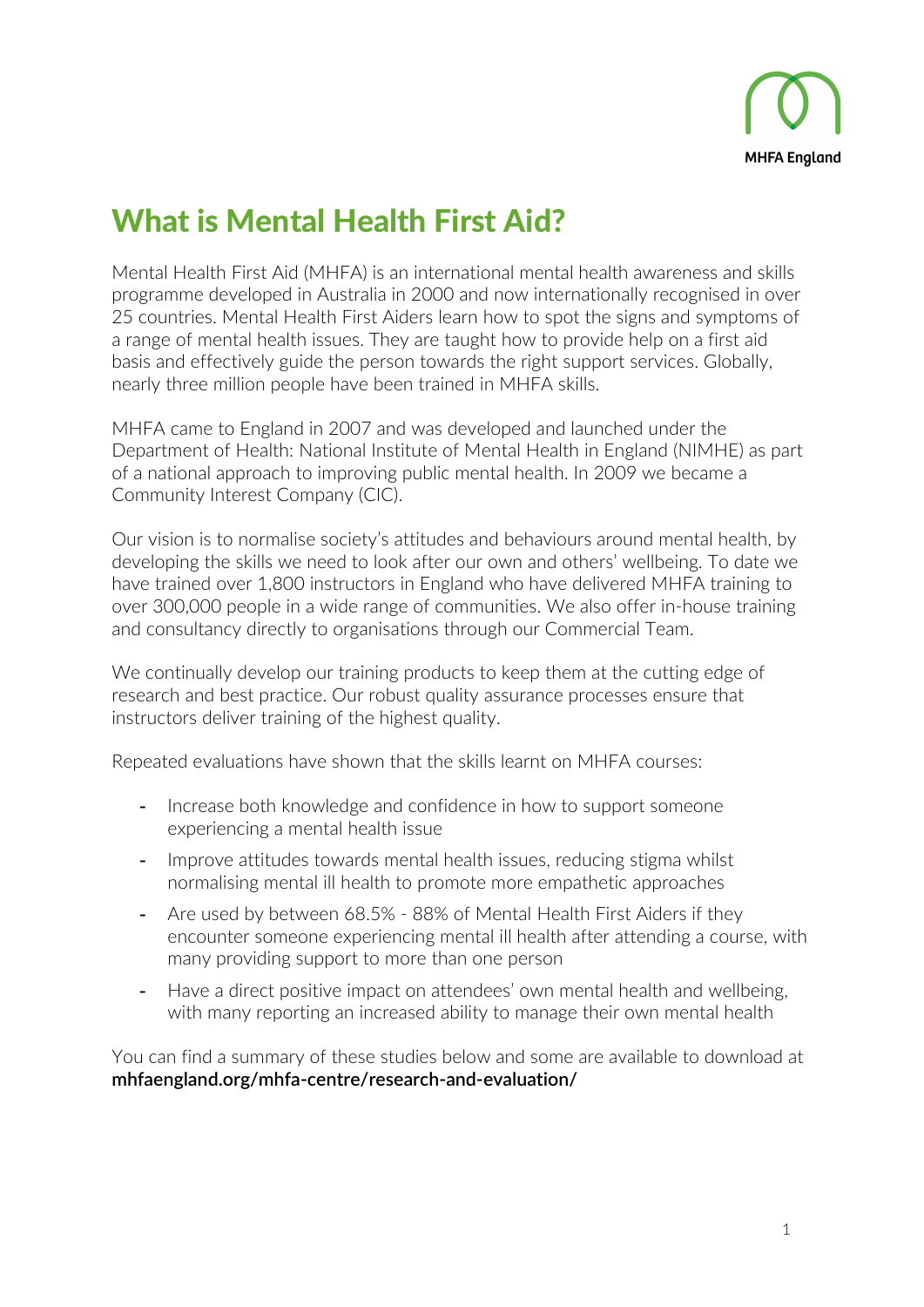# What is Mental Health First Aid?

Mental Health First Aid (MHFA) is an international mental health awareness and skills programme developed in Australia in 2000 and now internationally recognised in over 25 countries. Mental Health First Aiders learn how to spot the signs and symptoms of a range of mental health issues. They are taught how to provide help on a first aid basis and effectively guide the person towards the right support services. Globally, nearly three million people have been trained in MHFA skills.

MHFA came to England in 2007 and was developed and launched under the Department of Health: National Institute of Mental Health in England (NIMHE) as part of a national approach to improving public mental health. In 2009 we became a Community Interest Company (CIC).

Our vision is to normalise society's attitudes and behaviours around mental health, by developing the skills we need to look after our own and others' wellbeing. To date we have trained over 1,800 instructors in England who have delivered MHFA training to over 300,000 people in a wide range of communities. We also offer in-house training and consultancy directly to organisations through our Commercial Team.

We continually develop our training products to keep them at the cutting edge of research and best practice. Our robust quality assurance processes ensure that instructors deliver training of the highest quality.

Repeated evaluations have shown that the skills learnt on MHFA courses:

- Increase both knowledge and confidence in how to support someone experiencing a mental health issue
- Improve attitudes towards mental health issues, reducing stigma whilst normalising mental ill health to promote more empathetic approaches
- Are used by between 68.5% - 88% of Mental Health First Aiders if they encounter someone experiencing mental ill health after attending a course, with many providing support to more than one person
- Have a direct positive impact on attendees' own mental health and wellbeing, with many reporting an increased ability to manage their own mental health

You can find a summary of these studies below and some are available to download at **mhfaengland.org/mhfa-centre/research-and-evaluation/**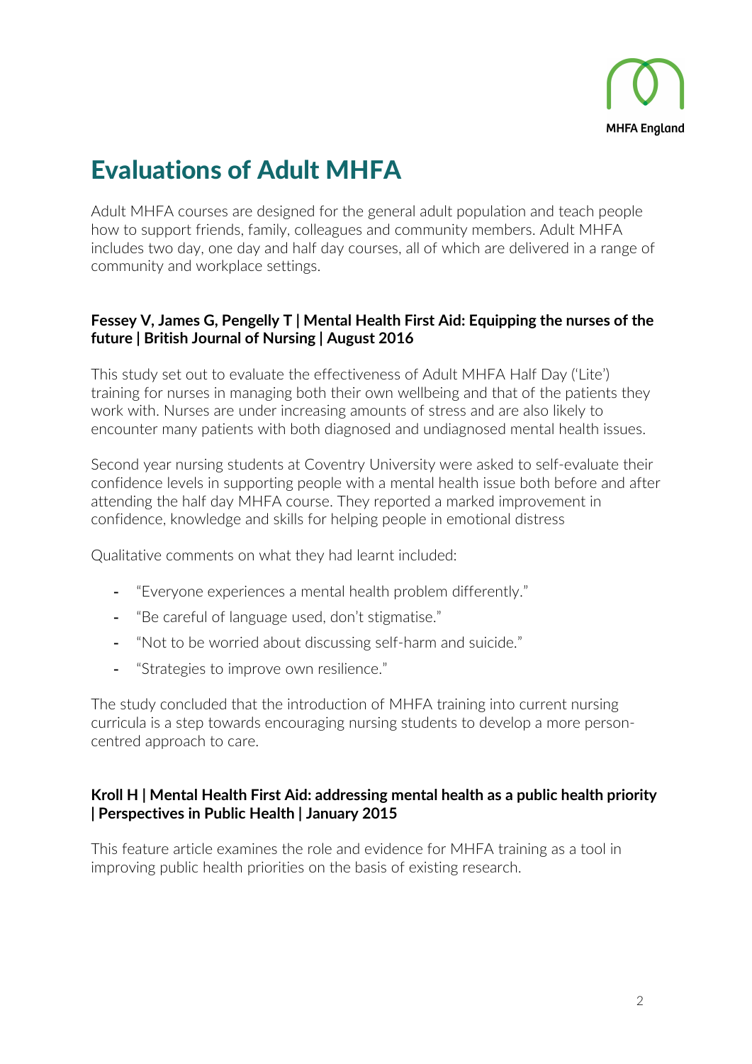# Evaluations of Adult MHFA

Adult MHFA courses are designed for the general adult population and teach people how to support friends, family, colleagues and community members. Adult MHFA includes two day, one day and half day courses, all of which are delivered in a range of community and workplace settings.

**Fessey V, James G, Pengelly T | Mental Health First Aid: Equipping the nurses of the future | British Journal of Nursing | August 2016**

This study set out to evaluate the effectiveness of Adult MHFA Half Day ('Lite') training for nurses in managing both their own wellbeing and that of the patients they work with. Nurses are under increasing amounts of stress and are also likely to encounter many patients with both diagnosed and undiagnosed mental health issues.

Second year nursing students at Coventry University were asked to self-evaluate their confidence levels in supporting people with a mental health issue both before and after attending the half day MHFA course. They reported a marked improvement in confidence, knowledge and skills for helping people in emotional distress

Qualitative comments on what they had learnt included:

- "Everyone experiences a mental health problem differently."
- "Be careful of language used, don't stigmatise."
- "Not to be worried about discussing self-harm and suicide."
- "Strategies to improve own resilience."

The study concluded that the introduction of MHFA training into current nursing curricula is a step towards encouraging nursing students to develop a more person-centred approach to care.

**Kroll H | Mental Health First Aid: addressing mental health as a public health priority | Perspectives in Public Health | January 2015**

This feature article examines the role and evidence for MHFA training as a tool in improving public health priorities on the basis of existing research.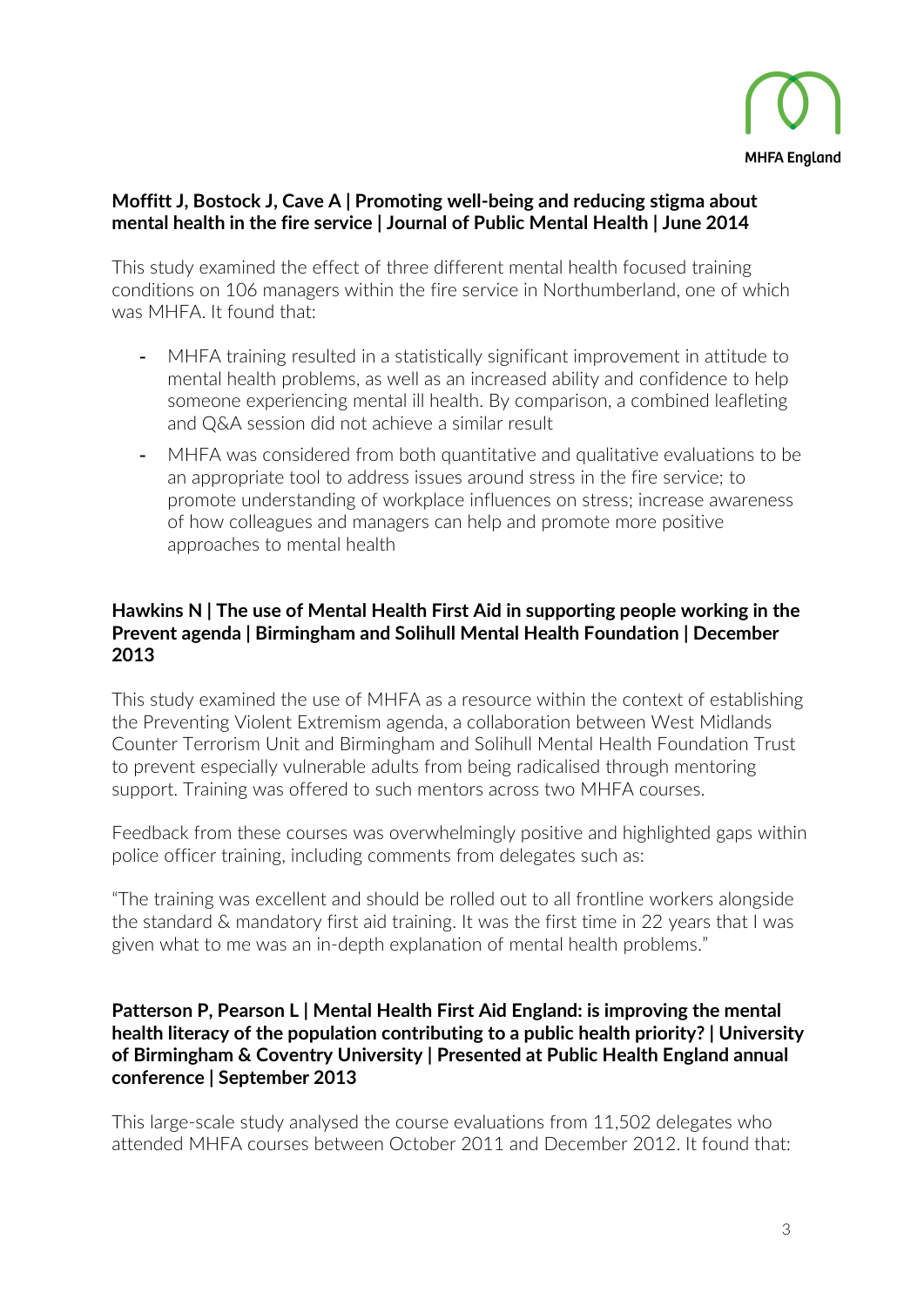**Moffitt J, Bostock J, Cave A | Promoting well-being and reducing stigma about mental health in the fire service | Journal of Public Mental Health | June 2014**

This study examined the effect of three different mental health focused training conditions on 106 managers within the fire service in Northumberland, one of which was MHFA. It found that:

- MHFA training resulted in a statistically significant improvement in attitude to mental health problems, as well as an increased ability and confidence to help someone experiencing mental ill health. By comparison, a combined leafleting and Q&A session did not achieve a similar result
- MHFA was considered from both quantitative and qualitative evaluations to be an appropriate tool to address issues around stress in the fire service; to promote understanding of workplace influences on stress; increase awareness of how colleagues and managers can help and promote more positive approaches to mental health

**Hawkins N | The use of Mental Health First Aid in supporting people working in the Prevent agenda | Birmingham and Solihull Mental Health Foundation | December 2013**

This study examined the use of MHFA as a resource within the context of establishing the Preventing Violent Extremism agenda, a collaboration between West Midlands Counter Terrorism Unit and Birmingham and Solihull Mental Health Foundation Trust to prevent especially vulnerable adults from being radicalised through mentoring support. Training was offered to such mentors across two MHFA courses.

Feedback from these courses was overwhelmingly positive and highlighted gaps within police officer training, including comments from delegates such as:

"The training was excellent and should be rolled out to all frontline workers alongside the standard & mandatory first aid training. It was the first time in 22 years that I was given what to me was an in-depth explanation of mental health problems."

**Patterson P, Pearson L | Mental Health First Aid England: is improving the mental health literacy of the population contributing to a public health priority? | University of Birmingham & Coventry University | Presented at Public Health England annual conference | September 2013**

This large-scale study analysed the course evaluations from 11,502 delegates who attended MHFA courses between October 2011 and December 2012. It found that: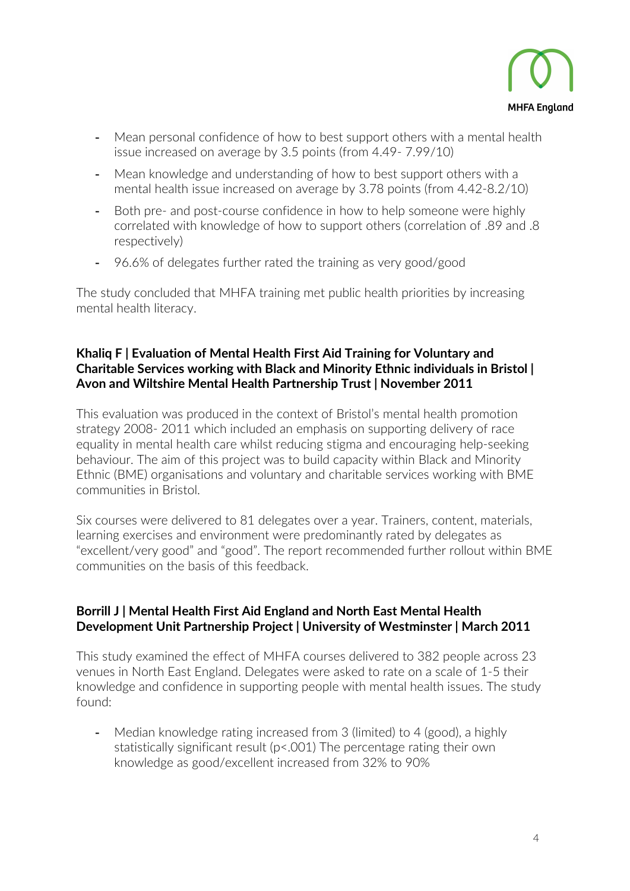- Mean personal confidence of how to best support others with a mental health issue increased on average by 3.5 points (from 4.49- 7.99/10)
- Mean knowledge and understanding of how to best support others with a mental health issue increased on average by 3.78 points (from 4.42-8.2/10)
- Both pre- and post-course confidence in how to help someone were highly correlated with knowledge of how to support others (correlation of .89 and .8 respectively)
- 96.6% of delegates further rated the training as very good/good

The study concluded that MHFA training met public health priorities by increasing mental health literacy.

**Khaliq F | Evaluation of Mental Health First Aid Training for Voluntary and Charitable Services working with Black and Minority Ethnic individuals in Bristol | Avon and Wiltshire Mental Health Partnership Trust | November 2011**

This evaluation was produced in the context of Bristol's mental health promotion strategy 2008- 2011 which included an emphasis on supporting delivery of race equality in mental health care whilst reducing stigma and encouraging help-seeking behaviour. The aim of this project was to build capacity within Black and Minority Ethnic (BME) organisations and voluntary and charitable services working with BME communities in Bristol.

Six courses were delivered to 81 delegates over a year. Trainers, content, materials, learning exercises and environment were predominantly rated by delegates as "excellent/very good" and "good". The report recommended further rollout within BME communities on the basis of this feedback.

**Borrill J | Mental Health First Aid England and North East Mental Health Development Unit Partnership Project | University of Westminster | March 2011**

This study examined the effect of MHFA courses delivered to 382 people across 23 venues in North East England. Delegates were asked to rate on a scale of 1-5 their knowledge and confidence in supporting people with mental health issues. The study found:

- Median knowledge rating increased from 3 (limited) to 4 (good), a highly statistically significant result ($p<.001$) The percentage rating their own knowledge as good/excellent increased from 32% to 90%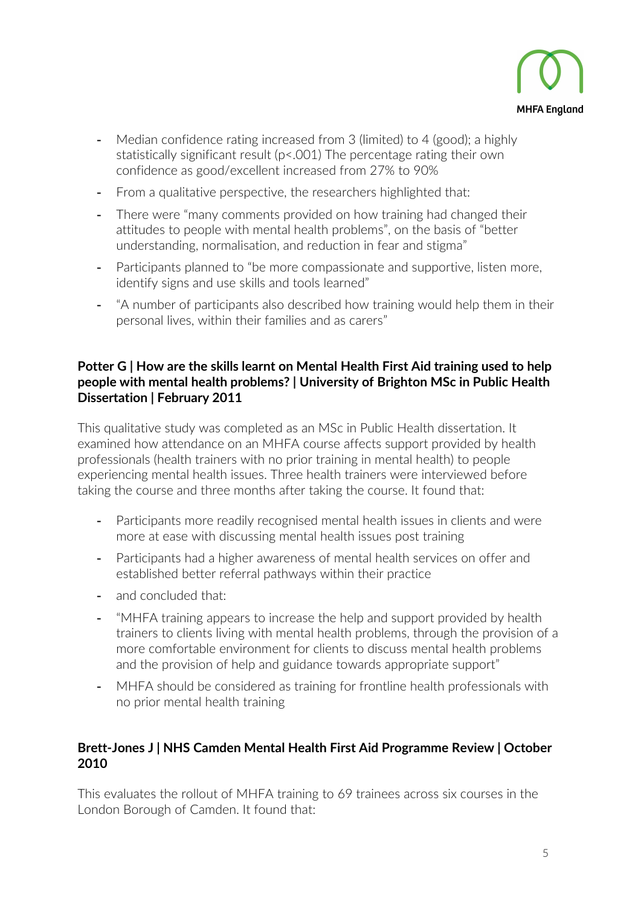- Median confidence rating increased from 3 (limited) to 4 (good); a highly statistically significant result ($p<.001$) The percentage rating their own confidence as good/excellent increased from 27% to 90%
- From a qualitative perspective, the researchers highlighted that:
- There were "many comments provided on how training had changed their attitudes to people with mental health problems", on the basis of "better understanding, normalisation, and reduction in fear and stigma"
- Participants planned to "be more compassionate and supportive, listen more, identify signs and use skills and tools learned"
- "A number of participants also described how training would help them in their personal lives, within their families and as carers"

**Potter G | How are the skills learnt on Mental Health First Aid training used to help people with mental health problems? | University of Brighton MSc in Public Health Dissertation | February 2011**

This qualitative study was completed as an MSc in Public Health dissertation. It examined how attendance on an MHFA course affects support provided by health professionals (health trainers with no prior training in mental health) to people experiencing mental health issues. Three health trainers were interviewed before taking the course and three months after taking the course. It found that:

- Participants more readily recognised mental health issues in clients and were more at ease with discussing mental health issues post training
- Participants had a higher awareness of mental health services on offer and established better referral pathways within their practice
- and concluded that:
- "MHFA training appears to increase the help and support provided by health trainers to clients living with mental health problems, through the provision of a more comfortable environment for clients to discuss mental health problems and the provision of help and guidance towards appropriate support"
- MHFA should be considered as training for frontline health professionals with no prior mental health training

**Brett-Jones J | NHS Camden Mental Health First Aid Programme Review | October 2010**

This evaluates the rollout of MHFA training to 69 trainees across six courses in the London Borough of Camden. It found that: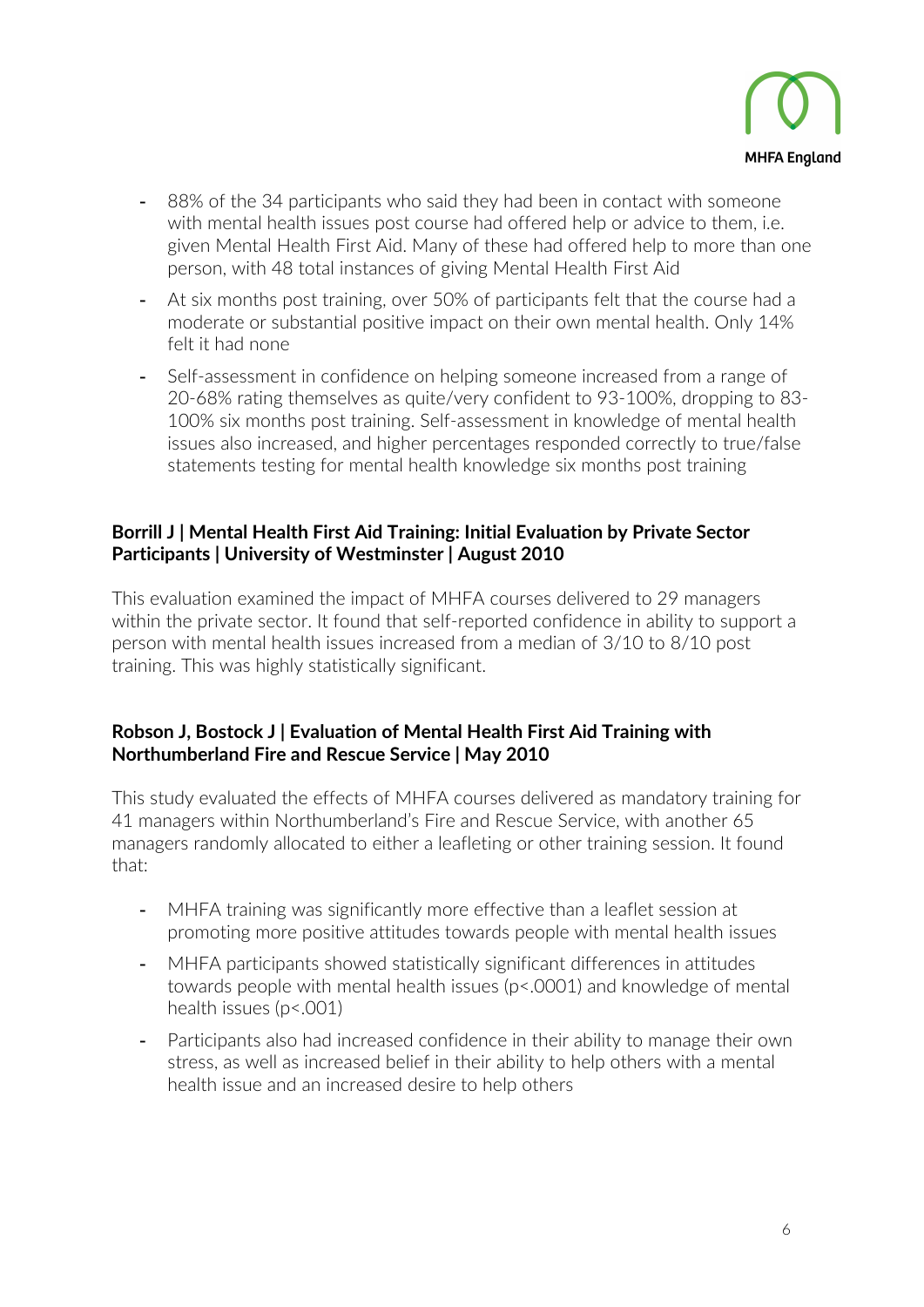- 88% of the 34 participants who said they had been in contact with someone with mental health issues post course had offered help or advice to them, i.e. given Mental Health First Aid. Many of these had offered help to more than one person, with 48 total instances of giving Mental Health First Aid
- At six months post training, over 50% of participants felt that the course had a moderate or substantial positive impact on their own mental health. Only 14% felt it had none
- Self-assessment in confidence on helping someone increased from a range of 20-68% rating themselves as quite/very confident to 93-100%, dropping to 83-100% six months post training. Self-assessment in knowledge of mental health issues also increased, and higher percentages responded correctly to true/false statements testing for mental health knowledge six months post training

**Borrill J | Mental Health First Aid Training: Initial Evaluation by Private Sector Participants | University of Westminster | August 2010**

This evaluation examined the impact of MHFA courses delivered to 29 managers within the private sector. It found that self-reported confidence in ability to support a person with mental health issues increased from a median of 3/10 to 8/10 post training. This was highly statistically significant.

**Robson J, Bostock J | Evaluation of Mental Health First Aid Training with Northumberland Fire and Rescue Service | May 2010**

This study evaluated the effects of MHFA courses delivered as mandatory training for 41 managers within Northumberland's Fire and Rescue Service, with another 65 managers randomly allocated to either a leafleting or other training session. It found that:

- MHFA training was significantly more effective than a leaflet session at promoting more positive attitudes towards people with mental health issues
- MHFA participants showed statistically significant differences in attitudes towards people with mental health issues ($p<.0001$) and knowledge of mental health issues ($p<.001$)
- Participants also had increased confidence in their ability to manage their own stress, as well as increased belief in their ability to help others with a mental health issue and an increased desire to help others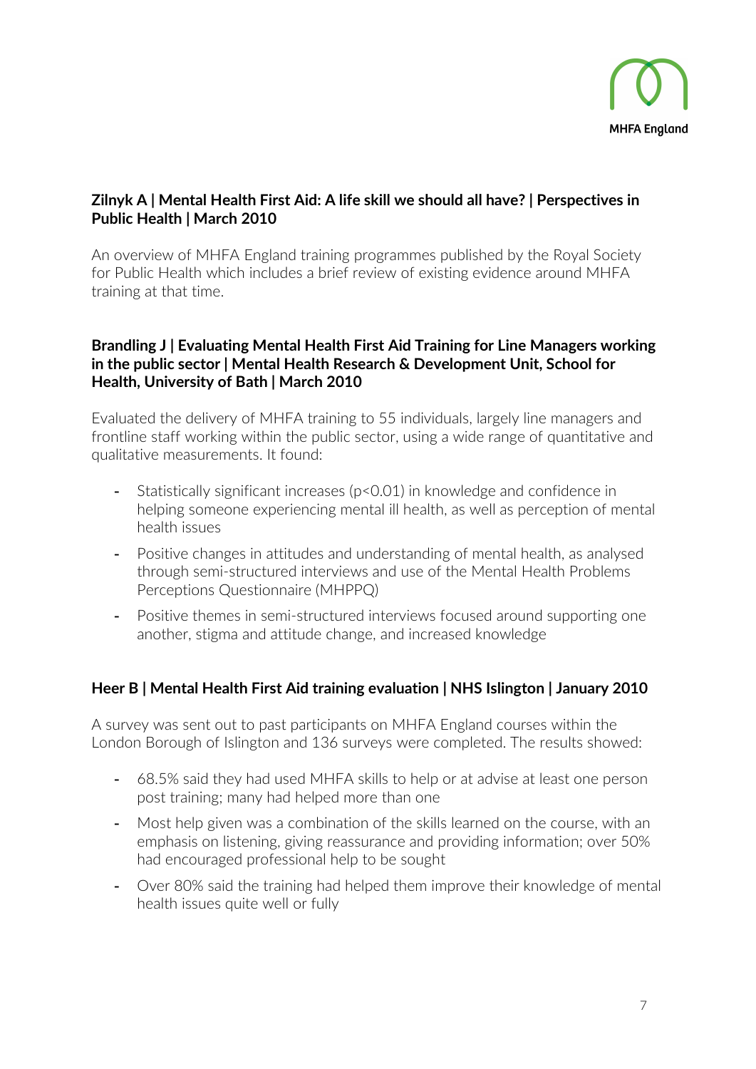**Zilnyk A | Mental Health First Aid: A life skill we should all have? | Perspectives in Public Health | March 2010**

An overview of MHFA England training programmes published by the Royal Society for Public Health which includes a brief review of existing evidence around MHFA training at that time.

**Brandling J | Evaluating Mental Health First Aid Training for Line Managers working in the public sector | Mental Health Research & Development Unit, School for Health, University of Bath | March 2010**

Evaluated the delivery of MHFA training to 55 individuals, largely line managers and frontline staff working within the public sector, using a wide range of quantitative and qualitative measurements. It found:

- Statistically significant increases ($p<0.01$) in knowledge and confidence in helping someone experiencing mental ill health, as well as perception of mental health issues
- Positive changes in attitudes and understanding of mental health, as analysed through semi-structured interviews and use of the Mental Health Problems Perceptions Questionnaire (MHPPQ)
- Positive themes in semi-structured interviews focused around supporting one another, stigma and attitude change, and increased knowledge

**Heer B | Mental Health First Aid training evaluation | NHS Islington | January 2010**

A survey was sent out to past participants on MHFA England courses within the London Borough of Islington and 136 surveys were completed. The results showed:

- 68.5% said they had used MHFA skills to help or at advise at least one person post training; many had helped more than one
- Most help given was a combination of the skills learned on the course, with an emphasis on listening, giving reassurance and providing information; over 50% had encouraged professional help to be sought
- Over 80% said the training had helped them improve their knowledge of mental health issues quite well or fully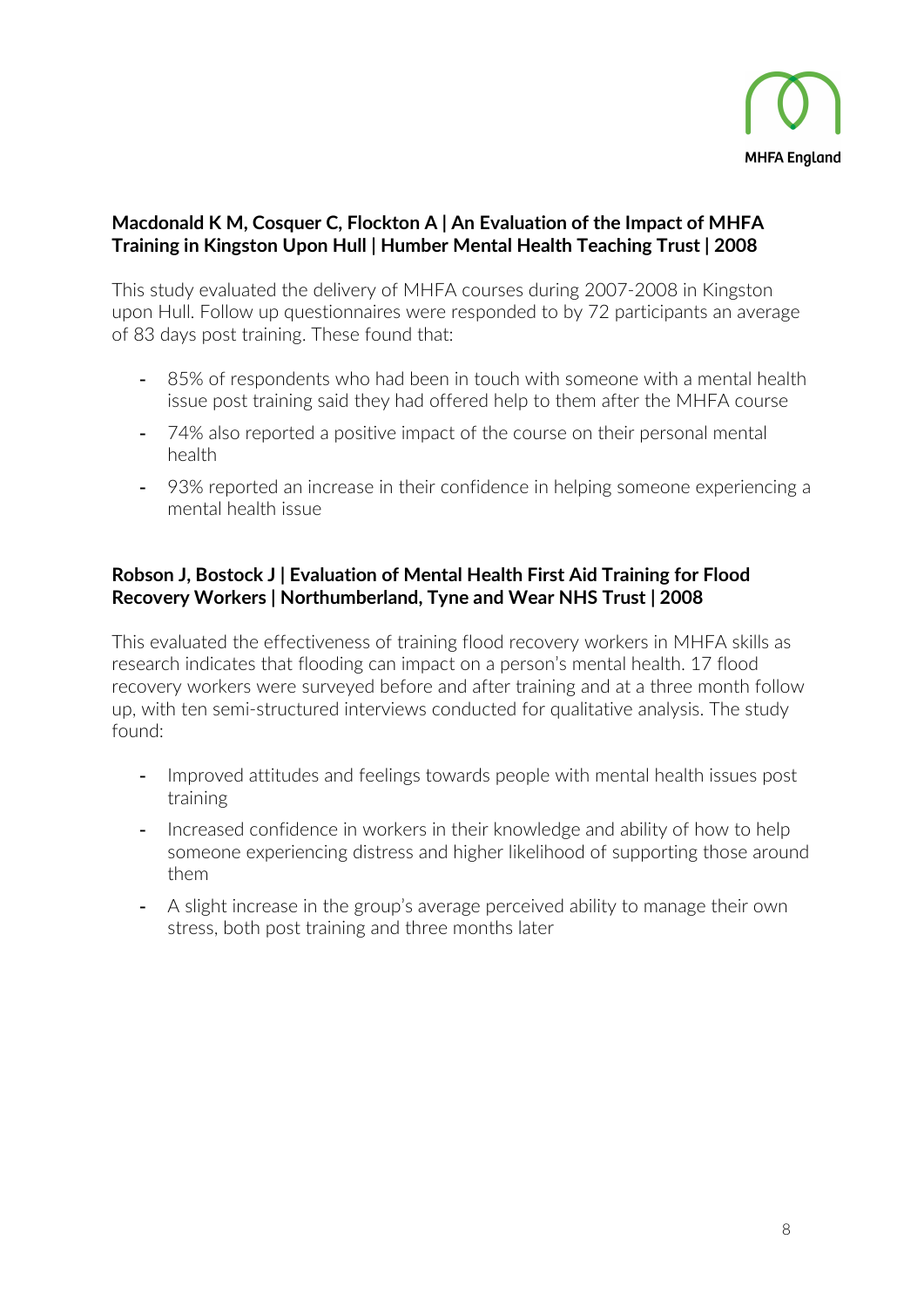**Macdonald K M, Cosquer C, Flockton A | An Evaluation of the Impact of MHFA Training in Kingston Upon Hull | Humber Mental Health Teaching Trust | 2008**

This study evaluated the delivery of MHFA courses during 2007-2008 in Kingston upon Hull. Follow up questionnaires were responded to by 72 participants an average of 83 days post training. These found that:

- 85% of respondents who had been in touch with someone with a mental health issue post training said they had offered help to them after the MHFA course
- 74% also reported a positive impact of the course on their personal mental health
- 93% reported an increase in their confidence in helping someone experiencing a mental health issue

**Robson J, Bostock J | Evaluation of Mental Health First Aid Training for Flood Recovery Workers | Northumberland, Tyne and Wear NHS Trust | 2008**

This evaluated the effectiveness of training flood recovery workers in MHFA skills as research indicates that flooding can impact on a person's mental health. 17 flood recovery workers were surveyed before and after training and at a three month follow up, with ten semi-structured interviews conducted for qualitative analysis. The study found:

- Improved attitudes and feelings towards people with mental health issues post training
- Increased confidence in workers in their knowledge and ability of how to help someone experiencing distress and higher likelihood of supporting those around them
- A slight increase in the group's average perceived ability to manage their own stress, both post training and three months later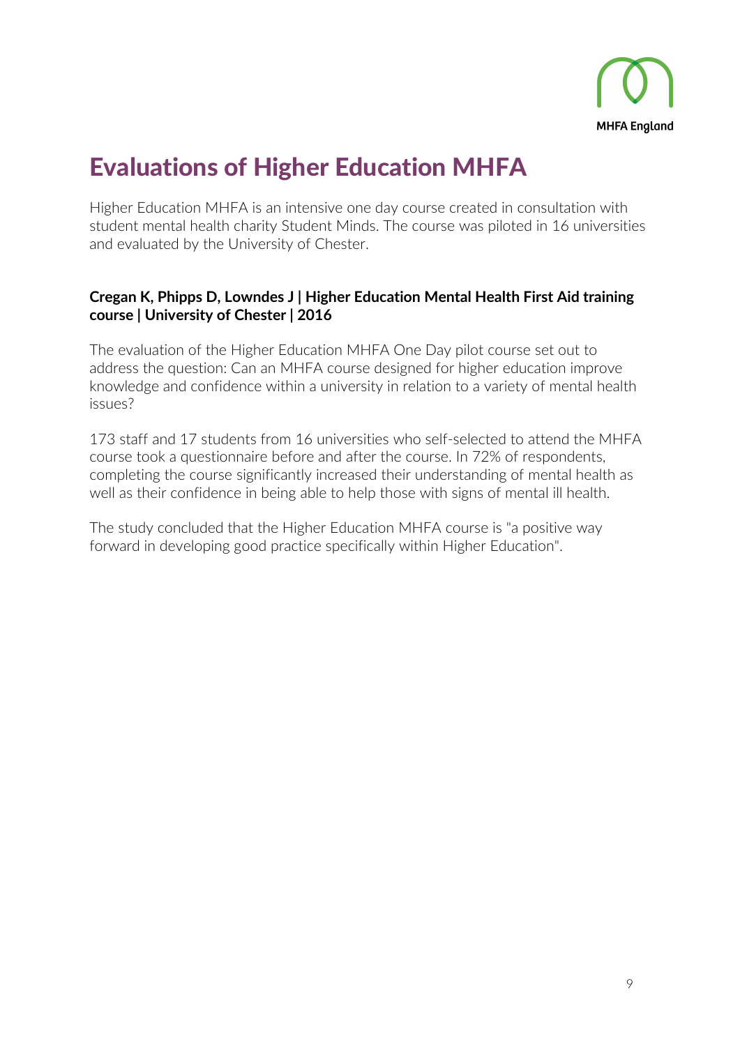# Evaluations of Higher Education MHFA

Higher Education MHFA is an intensive one day course created in consultation with student mental health charity Student Minds. The course was piloted in 16 universities and evaluated by the University of Chester.

**Cregan K, Phipps D, Lowndes J | Higher Education Mental Health First Aid training course | University of Chester | 2016**

The evaluation of the Higher Education MHFA One Day pilot course set out to address the question: Can an MHFA course designed for higher education improve knowledge and confidence within a university in relation to a variety of mental health issues?

173 staff and 17 students from 16 universities who self-selected to attend the MHFA course took a questionnaire before and after the course. In 72% of respondents, completing the course significantly increased their understanding of mental health as well as their confidence in being able to help those with signs of mental ill health.

The study concluded that the Higher Education MHFA course is "a positive way forward in developing good practice specifically within Higher Education".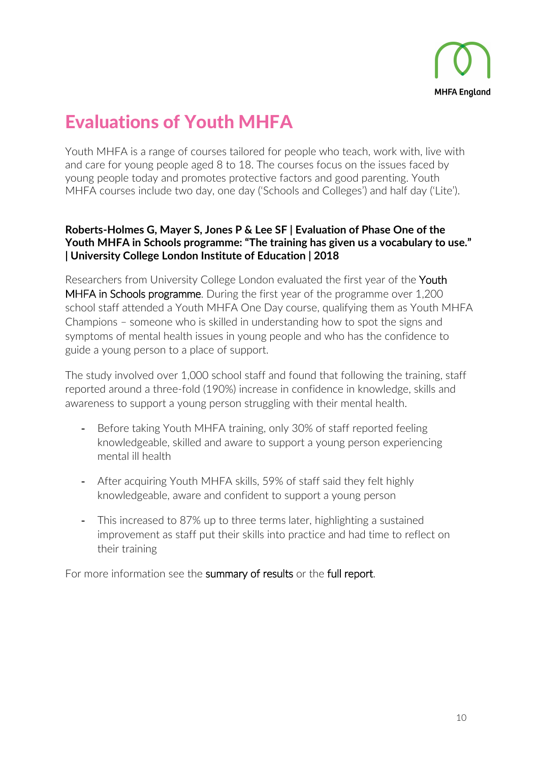# Evaluations of Youth MHFA

Youth MHFA is a range of courses tailored for people who teach, work with, live with and care for young people aged 8 to 18. The courses focus on the issues faced by young people today and promotes protective factors and good parenting. Youth MHFA courses include two day, one day ('Schools and Colleges') and half day ('Lite').

**Roberts-Holmes G, Mayer S, Jones P & Lee SF | Evaluation of Phase One of the Youth MHFA in Schools programme: "The training has given us a vocabulary to use." | University College London Institute of Education | 2018**

Researchers from University College London evaluated the first year of the Youth MHFA in Schools programme. During the first year of the programme over 1,200 school staff attended a Youth MHFA One Day course, qualifying them as Youth MHFA Champions – someone who is skilled in understanding how to spot the signs and symptoms of mental health issues in young people and who has the confidence to guide a young person to a place of support.

The study involved over 1,000 school staff and found that following the training, staff reported around a three-fold (190%) increase in confidence in knowledge, skills and awareness to support a young person struggling with their mental health.

- Before taking Youth MHFA training, only 30% of staff reported feeling knowledgeable, skilled and aware to support a young person experiencing mental ill health
- After acquiring Youth MHFA skills, 59% of staff said they felt highly knowledgeable, aware and confident to support a young person
- This increased to 87% up to three terms later, highlighting a sustained improvement as staff put their skills into practice and had time to reflect on their training

For more information see the summary of results or the full report.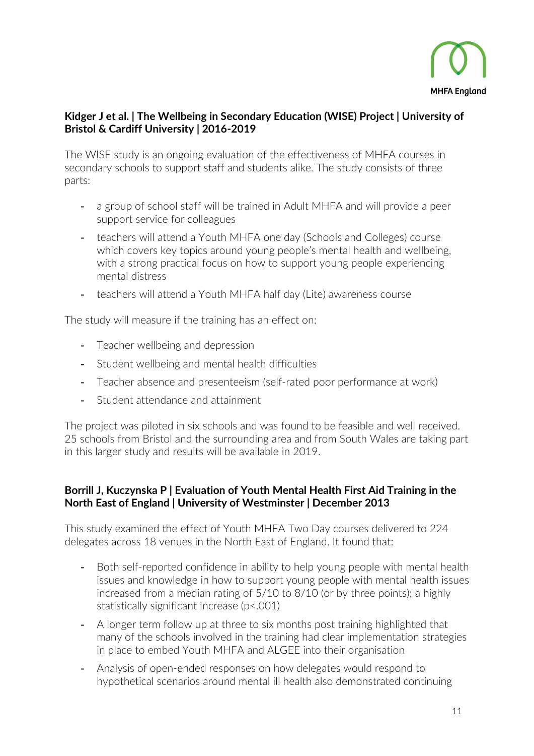**Kidger J et al. | The Wellbeing in Secondary Education (WISE) Project | University of Bristol & Cardiff University | 2016-2019**

The WISE study is an ongoing evaluation of the effectiveness of MHFA courses in secondary schools to support staff and students alike. The study consists of three parts:

- a group of school staff will be trained in Adult MHFA and will provide a peer support service for colleagues
- teachers will attend a Youth MHFA one day (Schools and Colleges) course which covers key topics around young people's mental health and wellbeing, with a strong practical focus on how to support young people experiencing mental distress
- teachers will attend a Youth MHFA half day (Lite) awareness course

The study will measure if the training has an effect on:

- Teacher wellbeing and depression
- Student wellbeing and mental health difficulties
- Teacher absence and presenteeism (self-rated poor performance at work)
- Student attendance and attainment

The project was piloted in six schools and was found to be feasible and well received. 25 schools from Bristol and the surrounding area and from South Wales are taking part in this larger study and results will be available in 2019.

**Borrill J, Kuczynska P | Evaluation of Youth Mental Health First Aid Training in the North East of England | University of Westminster | December 2013**

This study examined the effect of Youth MHFA Two Day courses delivered to 224 delegates across 18 venues in the North East of England. It found that:

- Both self-reported confidence in ability to help young people with mental health issues and knowledge in how to support young people with mental health issues increased from a median rating of 5/10 to 8/10 (or by three points); a highly statistically significant increase ($p<.001$)
- A longer term follow up at three to six months post training highlighted that many of the schools involved in the training had clear implementation strategies in place to embed Youth MHFA and ALGEE into their organisation
- Analysis of open-ended responses on how delegates would respond to hypothetical scenarios around mental ill health also demonstrated continuing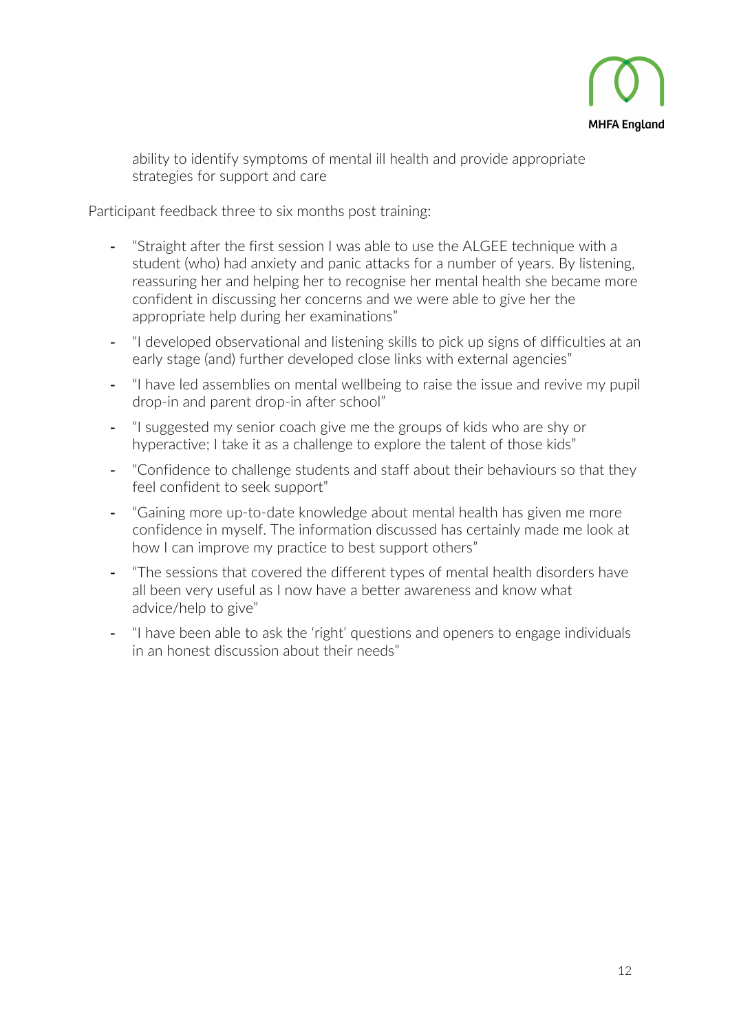ability to identify symptoms of mental ill health and provide appropriate strategies for support and care

Participant feedback three to six months post training:

- "Straight after the first session I was able to use the ALGEE technique with a student (who) had anxiety and panic attacks for a number of years. By listening, reassuring her and helping her to recognise her mental health she became more confident in discussing her concerns and we were able to give her the appropriate help during her examinations"
- "I developed observational and listening skills to pick up signs of difficulties at an early stage (and) further developed close links with external agencies"
- "I have led assemblies on mental wellbeing to raise the issue and revive my pupil drop-in and parent drop-in after school"
- "I suggested my senior coach give me the groups of kids who are shy or hyperactive; I take it as a challenge to explore the talent of those kids"
- "Confidence to challenge students and staff about their behaviours so that they feel confident to seek support"
- "Gaining more up-to-date knowledge about mental health has given me more confidence in myself. The information discussed has certainly made me look at how I can improve my practice to best support others"
- "The sessions that covered the different types of mental health disorders have all been very useful as I now have a better awareness and know what advice/help to give"
- "I have been able to ask the 'right' questions and openers to engage individuals in an honest discussion about their needs"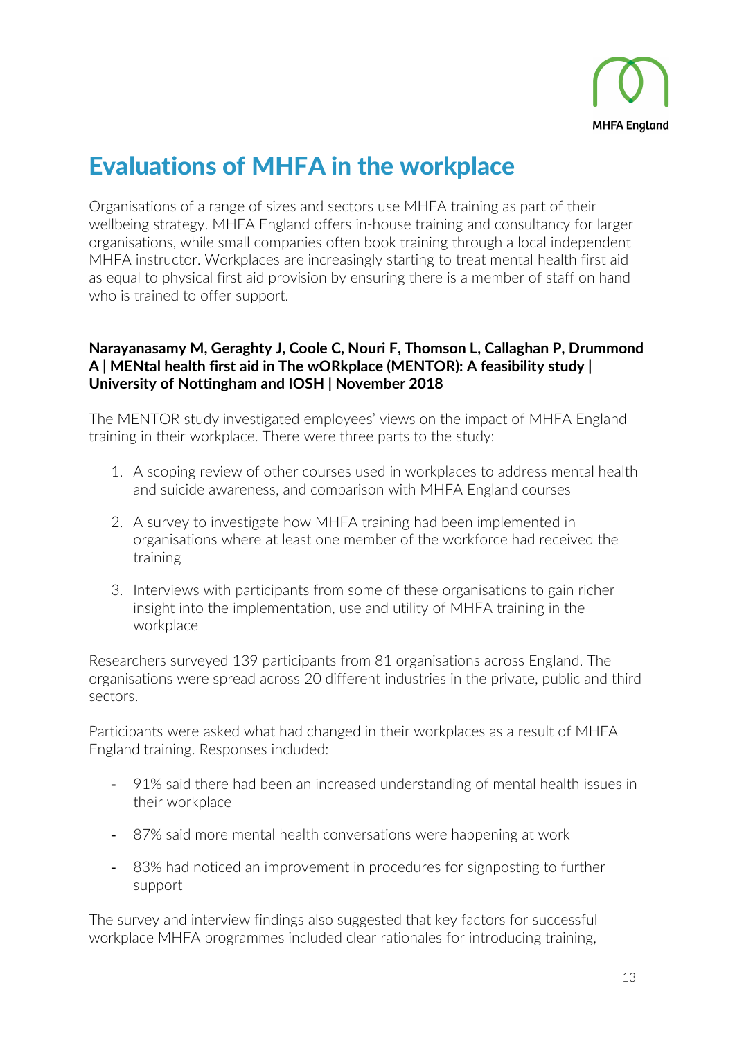# Evaluations of MHFA in the workplace

Organisations of a range of sizes and sectors use MHFA training as part of their wellbeing strategy. MHFA England offers in-house training and consultancy for larger organisations, while small companies often book training through a local independent MHFA instructor. Workplaces are increasingly starting to treat mental health first aid as equal to physical first aid provision by ensuring there is a member of staff on hand who is trained to offer support.

**Narayanasamy M, Geraghty J, Coole C, Nouri F, Thomson L, Callaghan P, Drummond A | MENtal health first aid in The wORkplace (MENTOR): A feasibility study | University of Nottingham and IOSH | November 2018**

The MENTOR study investigated employees' views on the impact of MHFA England training in their workplace. There were three parts to the study:

1. A scoping review of other courses used in workplaces to address mental health and suicide awareness, and comparison with MHFA England courses
2. A survey to investigate how MHFA training had been implemented in organisations where at least one member of the workforce had received the training
3. Interviews with participants from some of these organisations to gain richer insight into the implementation, use and utility of MHFA training in the workplace

Researchers surveyed 139 participants from 81 organisations across England. The organisations were spread across 20 different industries in the private, public and third sectors.

Participants were asked what had changed in their workplaces as a result of MHFA England training. Responses included:

- 91% said there had been an increased understanding of mental health issues in their workplace
- 87% said more mental health conversations were happening at work
- 83% had noticed an improvement in procedures for signposting to further support

The survey and interview findings also suggested that key factors for successful workplace MHFA programmes included clear rationales for introducing training,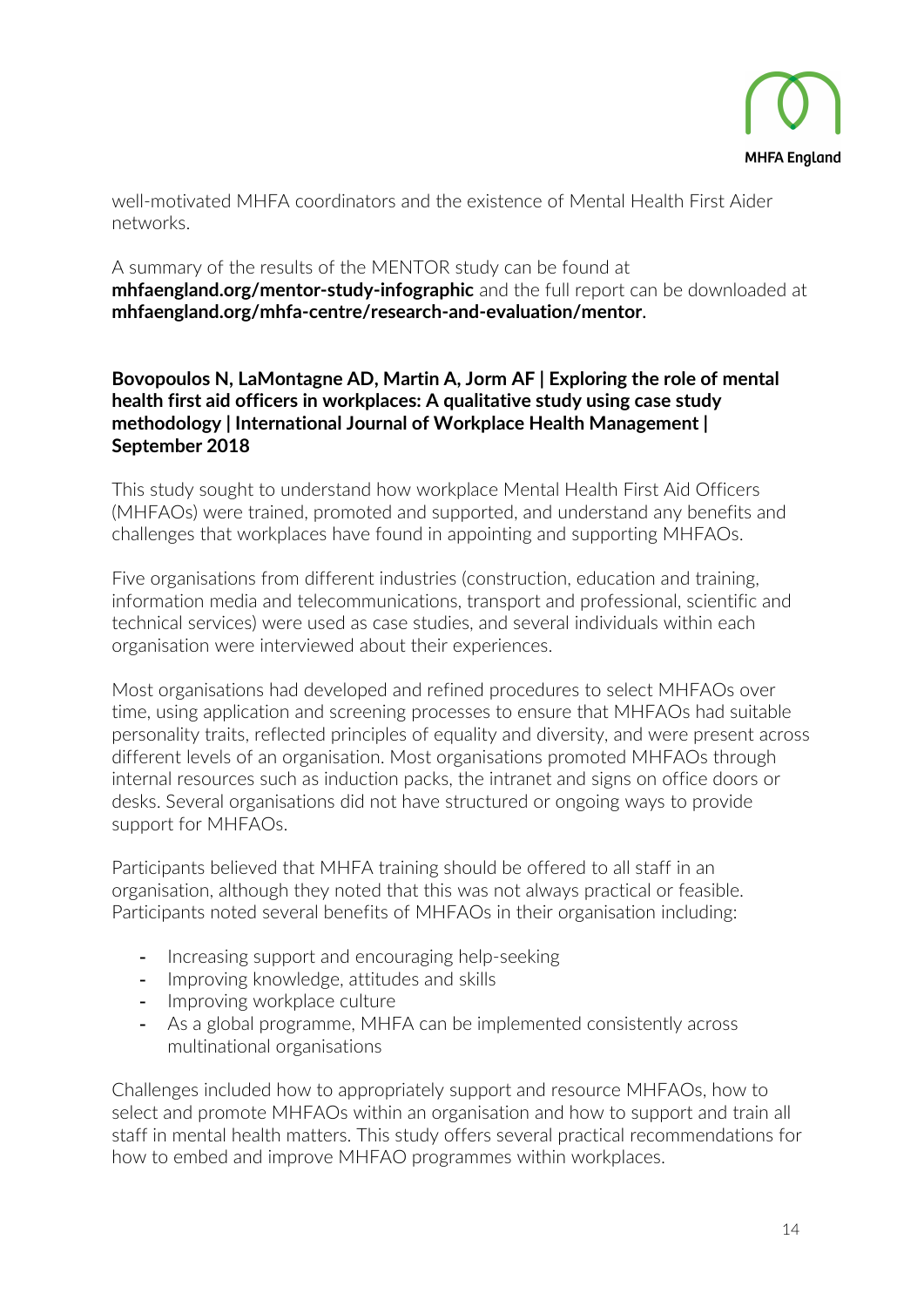well-motivated MHFA coordinators and the existence of Mental Health First Aider networks.

A summary of the results of the MENTOR study can be found at **mhfaengland.org/mentor-study-infographic** and the full report can be downloaded at **mhfaengland.org/mhfa-centre/research-and-evaluation/mentor**.

**Bovopoulos N, LaMontagne AD, Martin A, Jorm AF | Exploring the role of mental health first aid officers in workplaces: A qualitative study using case study methodology | International Journal of Workplace Health Management | September 2018**

This study sought to understand how workplace Mental Health First Aid Officers (MHFAOs) were trained, promoted and supported, and understand any benefits and challenges that workplaces have found in appointing and supporting MHFAOs.

Five organisations from different industries (construction, education and training, information media and telecommunications, transport and professional, scientific and technical services) were used as case studies, and several individuals within each organisation were interviewed about their experiences.

Most organisations had developed and refined procedures to select MHFAOs over time, using application and screening processes to ensure that MHFAOs had suitable personality traits, reflected principles of equality and diversity, and were present across different levels of an organisation. Most organisations promoted MHFAOs through internal resources such as induction packs, the intranet and signs on office doors or desks. Several organisations did not have structured or ongoing ways to provide support for MHFAOs.

Participants believed that MHFA training should be offered to all staff in an organisation, although they noted that this was not always practical or feasible. Participants noted several benefits of MHFAOs in their organisation including:

- Increasing support and encouraging help-seeking
- Improving knowledge, attitudes and skills
- Improving workplace culture
- As a global programme, MHFA can be implemented consistently across multinational organisations

Challenges included how to appropriately support and resource MHFAOs, how to select and promote MHFAOs within an organisation and how to support and train all staff in mental health matters. This study offers several practical recommendations for how to embed and improve MHFAO programmes within workplaces.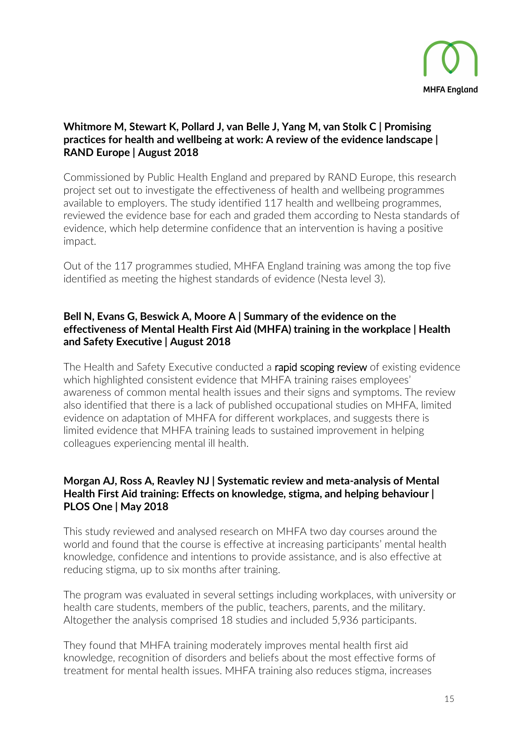**Whitmore M, Stewart K, Pollard J, van Belle J, Yang M, van Stolk C | Promising practices for health and wellbeing at work: A review of the evidence landscape | RAND Europe | August 2018**

Commissioned by Public Health England and prepared by RAND Europe, this research project set out to investigate the effectiveness of health and wellbeing programmes available to employers. The study identified 117 health and wellbeing programmes, reviewed the evidence base for each and graded them according to Nesta standards of evidence, which help determine confidence that an intervention is having a positive impact.

Out of the 117 programmes studied, MHFA England training was among the top five identified as meeting the highest standards of evidence (Nesta level 3).

**Bell N, Evans G, Beswick A, Moore A | Summary of the evidence on the effectiveness of Mental Health First Aid (MHFA) training in the workplace | Health and Safety Executive | August 2018**

The Health and Safety Executive conducted a rapid scoping review of existing evidence which highlighted consistent evidence that MHFA training raises employees' awareness of common mental health issues and their signs and symptoms. The review also identified that there is a lack of published occupational studies on MHFA, limited evidence on adaptation of MHFA for different workplaces, and suggests there is limited evidence that MHFA training leads to sustained improvement in helping colleagues experiencing mental ill health.

**Morgan AJ, Ross A, Reavley NJ | Systematic review and meta-analysis of Mental Health First Aid training: Effects on knowledge, stigma, and helping behaviour | PLOS One | May 2018**

This study reviewed and analysed research on MHFA two day courses around the world and found that the course is effective at increasing participants' mental health knowledge, confidence and intentions to provide assistance, and is also effective at reducing stigma, up to six months after training.

The program was evaluated in several settings including workplaces, with university or health care students, members of the public, teachers, parents, and the military. Altogether the analysis comprised 18 studies and included 5,936 participants.

They found that MHFA training moderately improves mental health first aid knowledge, recognition of disorders and beliefs about the most effective forms of treatment for mental health issues. MHFA training also reduces stigma, increases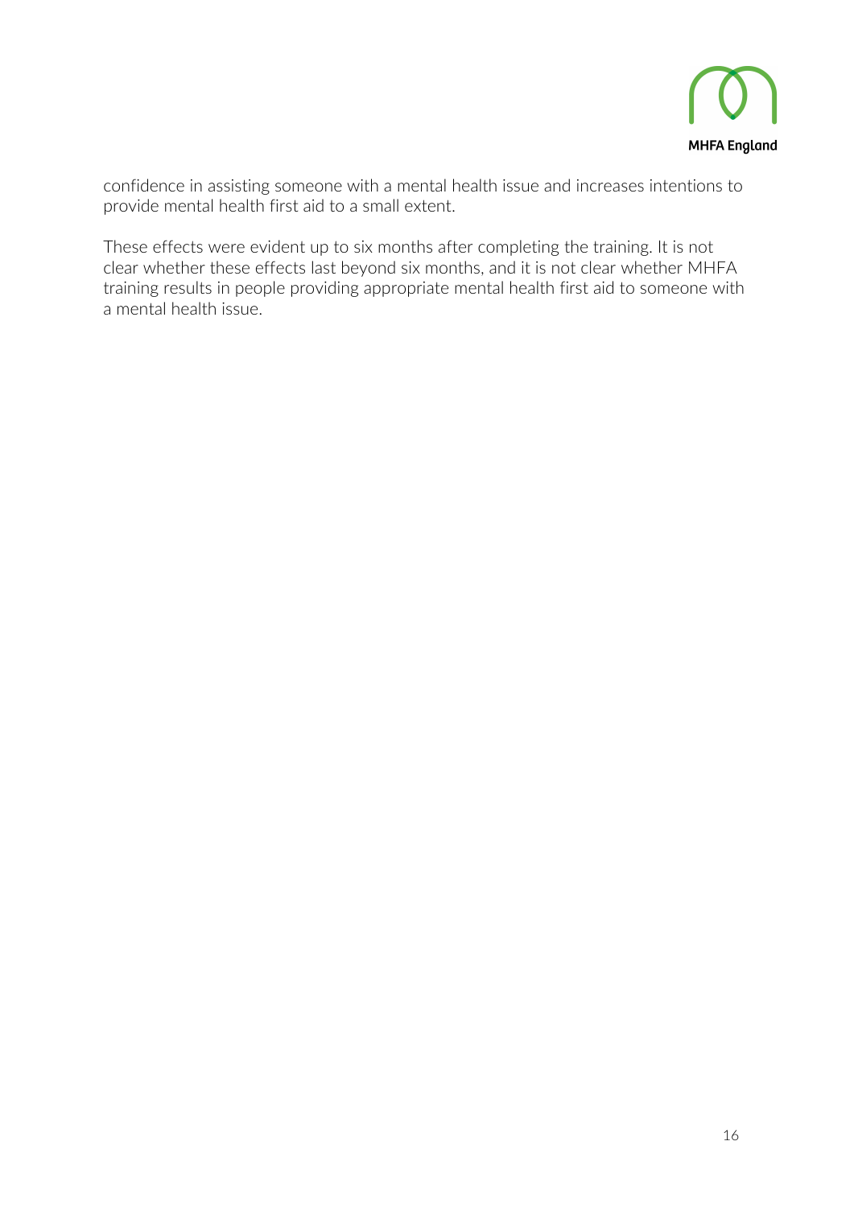confidence in assisting someone with a mental health issue and increases intentions to provide mental health first aid to a small extent.

These effects were evident up to six months after completing the training. It is not clear whether these effects last beyond six months, and it is not clear whether MHFA training results in people providing appropriate mental health first aid to someone with a mental health issue.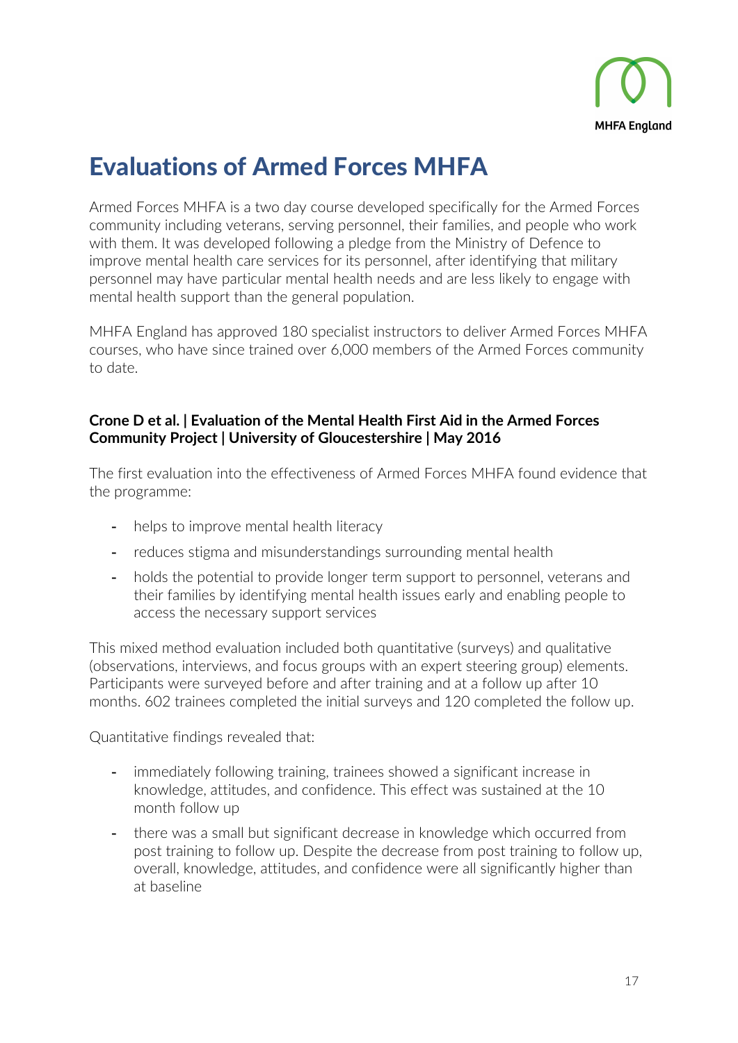# Evaluations of Armed Forces MHFA

Armed Forces MHFA is a two day course developed specifically for the Armed Forces community including veterans, serving personnel, their families, and people who work with them. It was developed following a pledge from the Ministry of Defence to improve mental health care services for its personnel, after identifying that military personnel may have particular mental health needs and are less likely to engage with mental health support than the general population.

MHFA England has approved 180 specialist instructors to deliver Armed Forces MHFA courses, who have since trained over 6,000 members of the Armed Forces community to date.

**Crone D et al. | Evaluation of the Mental Health First Aid in the Armed Forces Community Project | University of Gloucestershire | May 2016**

The first evaluation into the effectiveness of Armed Forces MHFA found evidence that the programme:

- helps to improve mental health literacy
- reduces stigma and misunderstandings surrounding mental health
- holds the potential to provide longer term support to personnel, veterans and their families by identifying mental health issues early and enabling people to access the necessary support services

This mixed method evaluation included both quantitative (surveys) and qualitative (observations, interviews, and focus groups with an expert steering group) elements. Participants were surveyed before and after training and at a follow up after 10 months. 602 trainees completed the initial surveys and 120 completed the follow up.

Quantitative findings revealed that:

- immediately following training, trainees showed a significant increase in knowledge, attitudes, and confidence. This effect was sustained at the 10 month follow up
- there was a small but significant decrease in knowledge which occurred from post training to follow up. Despite the decrease from post training to follow up, overall, knowledge, attitudes, and confidence were all significantly higher than at baseline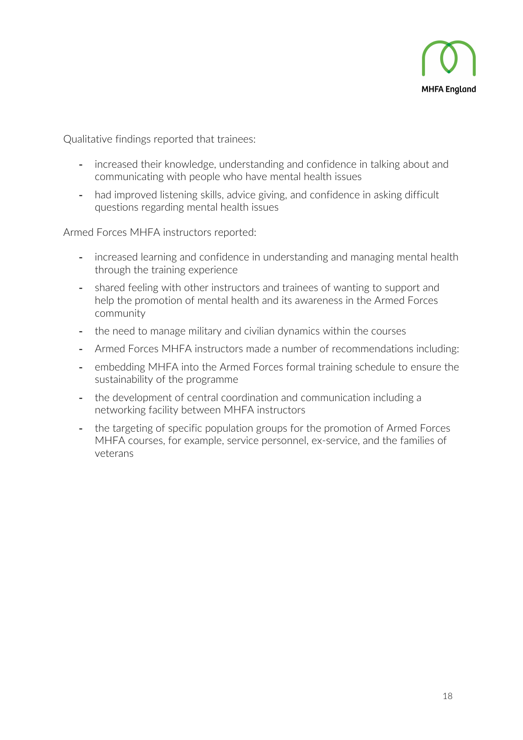Qualitative findings reported that trainees:

- increased their knowledge, understanding and confidence in talking about and communicating with people who have mental health issues
- had improved listening skills, advice giving, and confidence in asking difficult questions regarding mental health issues

Armed Forces MHFA instructors reported:

- increased learning and confidence in understanding and managing mental health through the training experience
- shared feeling with other instructors and trainees of wanting to support and help the promotion of mental health and its awareness in the Armed Forces community
- the need to manage military and civilian dynamics within the courses
- Armed Forces MHFA instructors made a number of recommendations including:
- embedding MHFA into the Armed Forces formal training schedule to ensure the sustainability of the programme
- the development of central coordination and communication including a networking facility between MHFA instructors
- the targeting of specific population groups for the promotion of Armed Forces MHFA courses, for example, service personnel, ex-service, and the families of veterans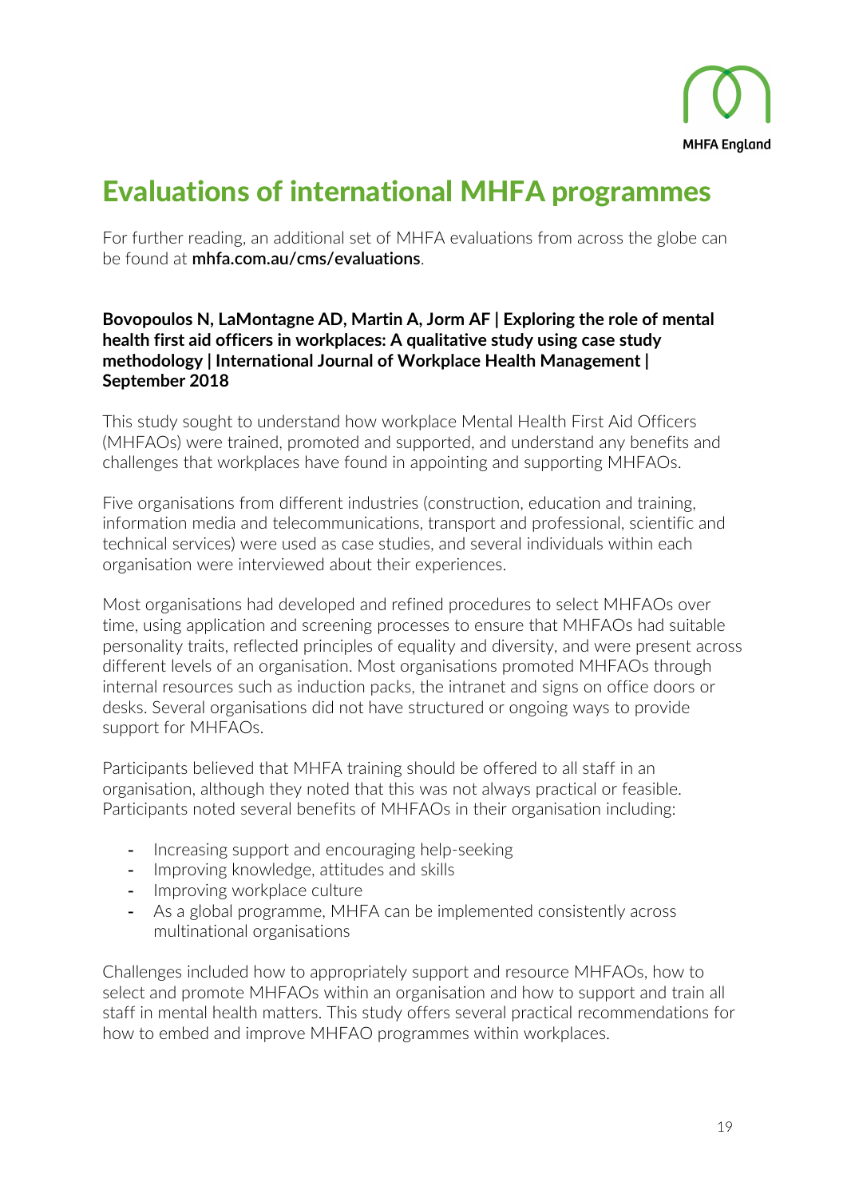# Evaluations of international MHFA programmes

For further reading, an additional set of MHFA evaluations from across the globe can be found at **mhfa.com.au/cms/evaluations**.

**Bovopoulos N, LaMontagne AD, Martin A, Jorm AF | Exploring the role of mental health first aid officers in workplaces: A qualitative study using case study methodology | International Journal of Workplace Health Management | September 2018**

This study sought to understand how workplace Mental Health First Aid Officers (MHFAOs) were trained, promoted and supported, and understand any benefits and challenges that workplaces have found in appointing and supporting MHFAOs.

Five organisations from different industries (construction, education and training, information media and telecommunications, transport and professional, scientific and technical services) were used as case studies, and several individuals within each organisation were interviewed about their experiences.

Most organisations had developed and refined procedures to select MHFAOs over time, using application and screening processes to ensure that MHFAOs had suitable personality traits, reflected principles of equality and diversity, and were present across different levels of an organisation. Most organisations promoted MHFAOs through internal resources such as induction packs, the intranet and signs on office doors or desks. Several organisations did not have structured or ongoing ways to provide support for MHFAOs.

Participants believed that MHFA training should be offered to all staff in an organisation, although they noted that this was not always practical or feasible. Participants noted several benefits of MHFAOs in their organisation including:

- Increasing support and encouraging help-seeking
- Improving knowledge, attitudes and skills
- Improving workplace culture
- As a global programme, MHFA can be implemented consistently across multinational organisations

Challenges included how to appropriately support and resource MHFAOs, how to select and promote MHFAOs within an organisation and how to support and train all staff in mental health matters. This study offers several practical recommendations for how to embed and improve MHFAO programmes within workplaces.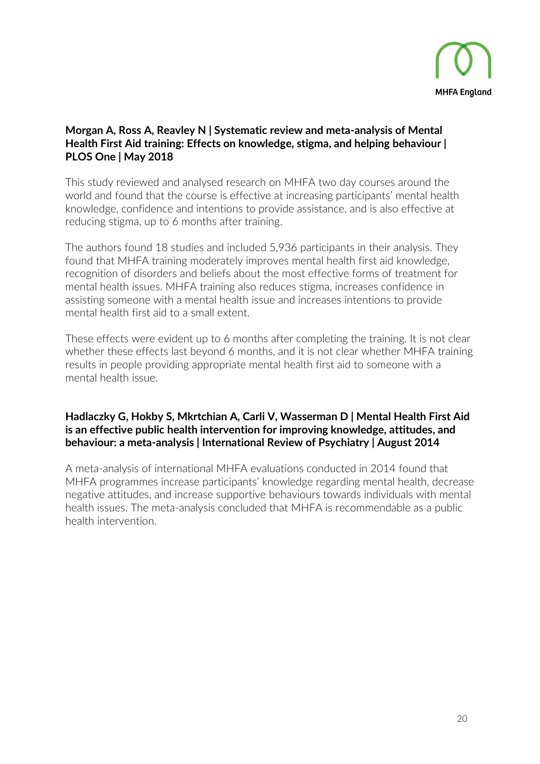**Morgan A, Ross A, Reavley N | Systematic review and meta-analysis of Mental Health First Aid training: Effects on knowledge, stigma, and helping behaviour | PLOS One | May 2018**

This study reviewed and analysed research on MHFA two day courses around the world and found that the course is effective at increasing participants' mental health knowledge, confidence and intentions to provide assistance, and is also effective at reducing stigma, up to 6 months after training.

The authors found 18 studies and included 5,936 participants in their analysis. They found that MHFA training moderately improves mental health first aid knowledge, recognition of disorders and beliefs about the most effective forms of treatment for mental health issues. MHFA training also reduces stigma, increases confidence in assisting someone with a mental health issue and increases intentions to provide mental health first aid to a small extent.

These effects were evident up to 6 months after completing the training. It is not clear whether these effects last beyond 6 months, and it is not clear whether MHFA training results in people providing appropriate mental health first aid to someone with a mental health issue.

**Hadlaczky G, Hokby S, Mkrtchian A, Carli V, Wasserman D | Mental Health First Aid is an effective public health intervention for improving knowledge, attitudes, and behaviour: a meta-analysis | International Review of Psychiatry | August 2014**

A meta-analysis of international MHFA evaluations conducted in 2014 found that MHFA programmes increase participants' knowledge regarding mental health, decrease negative attitudes, and increase supportive behaviours towards individuals with mental health issues. The meta-analysis concluded that MHFA is recommendable as a public health intervention.